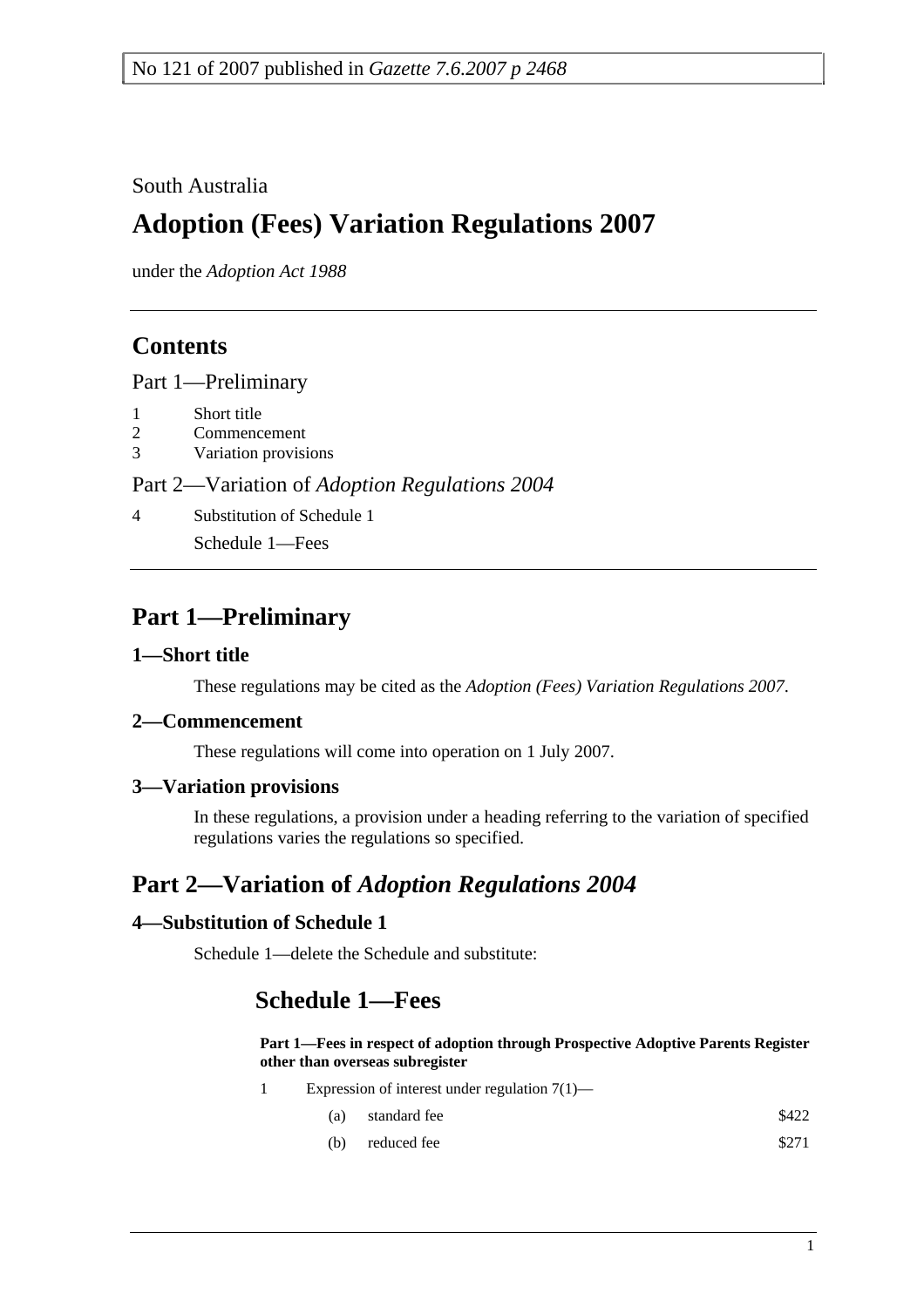No 121 of 2007 published in *Gazette 7.6.2007 p 2468*

South Australia

# Adoption (Fees) Variation Regulations 2007

under the *Adoption Act 1988*

## Contents

Part 1—Preliminary

1 Short title
2 Commencement
3 Variation provisions

Part 2—Variation of *Adoption Regulations 2004*

4 Substitution of Schedule 1

Schedule 1—Fees

## Part 1—Preliminary

### 1—Short title

These regulations may be cited as the *Adoption (Fees) Variation Regulations 2007*.

### 2—Commencement

These regulations will come into operation on 1 July 2007.

### 3—Variation provisions

In these regulations, a provision under a heading referring to the variation of specified regulations varies the regulations so specified.

## Part 2—Variation of *Adoption Regulations 2004*

### 4—Substitution of Schedule 1

Schedule 1—delete the Schedule and substitute:

## Schedule 1—Fees

**Part 1—Fees in respect of adoption through Prospective Adoptive Parents Register other than overseas subregister**

1 Expression of interest under regulation 7(1)—

| | | |
|---|---|---|
| (a) | standard fee | $422 |
| (b) | reduced fee | $271 |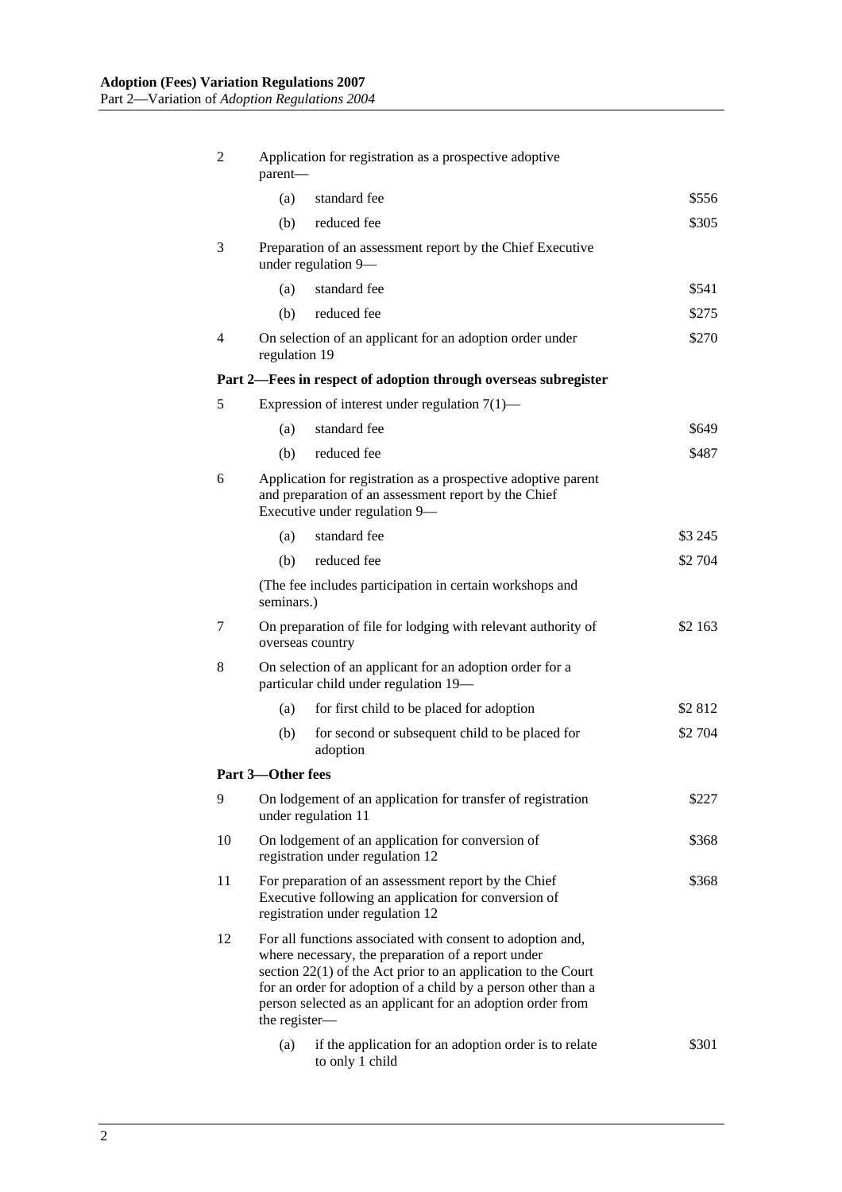| | | |
|---|---|---|
| 2 | Application for registration as a prospective adoptive parent— | |
| | (a) standard fee | $556 |
| | (b) reduced fee | $305 |
| 3 | Preparation of an assessment report by the Chief Executive under regulation 9— | |
| | (a) standard fee | $541 |
| | (b) reduced fee | $275 |
| 4 | On selection of an applicant for an adoption order under regulation 19 | $270 |
| **Part 2—Fees in respect of adoption through overseas subregister** | | |
| 5 | Expression of interest under regulation 7(1)— | |
| | (a) standard fee | $649 |
| | (b) reduced fee | $487 |
| 6 | Application for registration as a prospective adoptive parent and preparation of an assessment report by the Chief Executive under regulation 9— | |
| | (a) standard fee | $3 245 |
| | (b) reduced fee | $2 704 |
| | (The fee includes participation in certain workshops and seminars.) | |
| 7 | On preparation of file for lodging with relevant authority of overseas country | $2 163 |
| 8 | On selection of an applicant for an adoption order for a particular child under regulation 19— | |
| | (a) for first child to be placed for adoption | $2 812 |
| | (b) for second or subsequent child to be placed for adoption | $2 704 |
| **Part 3—Other fees** | | |
| 9 | On lodgement of an application for transfer of registration under regulation 11 | $227 |
| 10 | On lodgement of an application for conversion of registration under regulation 12 | $368 |
| 11 | For preparation of an assessment report by the Chief Executive following an application for conversion of registration under regulation 12 | $368 |
| 12 | For all functions associated with consent to adoption and, where necessary, the preparation of a report under section 22(1) of the Act prior to an application to the Court for an order for adoption of a child by a person other than a person selected as an applicant for an adoption order from the register— | |
| | (a) if the application for an adoption order is to relate to only 1 child | $301 |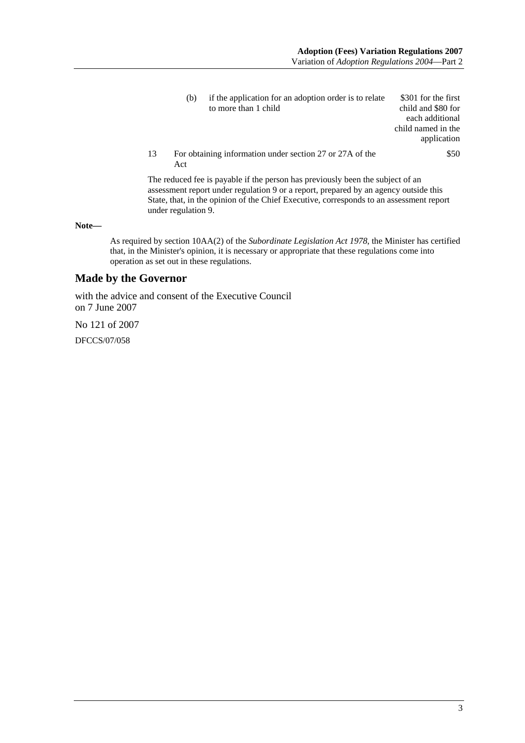| | | | |
|---|---|---|---|
| | (b) | if the application for an adoption order is to relate to more than 1 child | $301 for the first child and $80 for each additional child named in the application |
| 13 | For obtaining information under section 27 or 27A of the Act | | $50 |

The reduced fee is payable if the person has previously been the subject of an assessment report under regulation 9 or a report, prepared by an agency outside this State, that, in the opinion of the Chief Executive, corresponds to an assessment report under regulation 9.

**Note—**

As required by section 10AA(2) of the *Subordinate Legislation Act 1978*, the Minister has certified that, in the Minister's opinion, it is necessary or appropriate that these regulations come into operation as set out in these regulations.

## Made by the Governor

with the advice and consent of the Executive Council
on 7 June 2007

No 121 of 2007

DFCCS/07/058